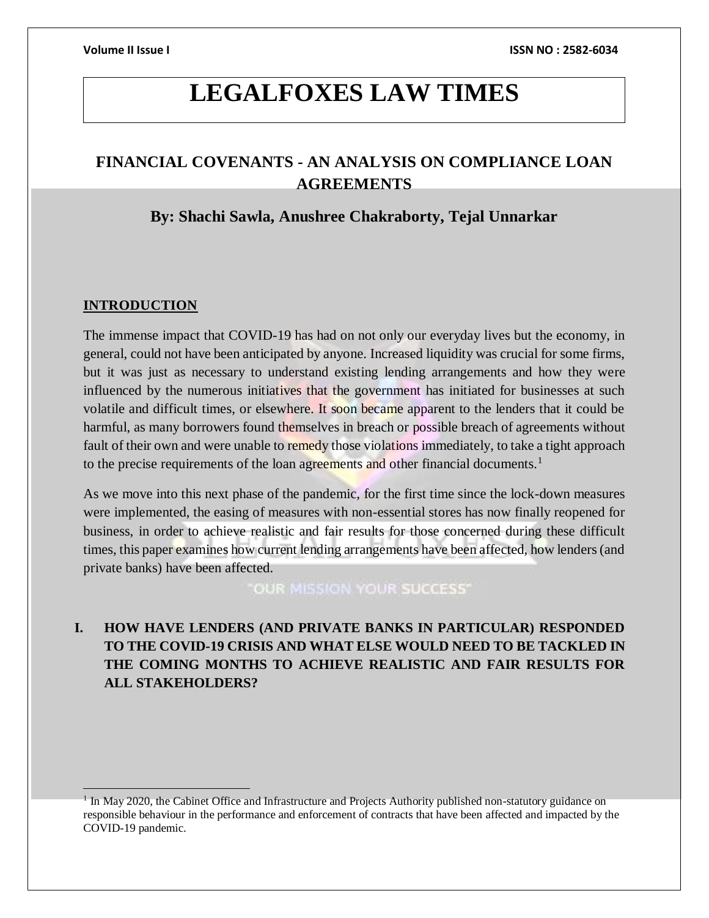# LEGALFOXES LAW TIMES

## FINANCIAL COVENANTS - AN ANALYSIS ON COMPLIANCE LOAN AGREEMENTS

### By: Shachi Sawla, Anushree Chakraborty, Tejal Unnarkar

### INTRODUCTION

The immense impact that COVID-19 has had on not only our everyday lives but the economy, in general, could not have been anticipated by anyone. Increased liquidity was crucial for some firms, but it was just as necessary to understand existing lending arrangements and how they were influenced by the numerous initiatives that the government has initiated for businesses at such volatile and difficult times, or elsewhere. It soon became apparent to the lenders that it could be harmful, as many borrowers found themselves in breach or possible breach of agreements without fault of their own and were unable to remedy those violations immediately, to take a tight approach to the precise requirements of the loan agreements and other financial documents.[1]

As we move into this next phase of the pandemic, for the first time since the lock-down measures were implemented, the easing of measures with non-essential stores has now finally reopened for business, in order to achieve realistic and fair results for those concerned during these difficult times, this paper examines how current lending arrangements have been affected, how lenders (and private banks) have been affected.

### I. HOW HAVE LENDERS (AND PRIVATE BANKS IN PARTICULAR) RESPONDED TO THE COVID-19 CRISIS AND WHAT ELSE WOULD NEED TO BE TACKLED IN THE COMING MONTHS TO ACHIEVE REALISTIC AND FAIR RESULTS FOR ALL STAKEHOLDERS?

---

[1] In May 2020, the Cabinet Office and Infrastructure and Projects Authority published non-statutory guidance on responsible behaviour in the performance and enforcement of contracts that have been affected and impacted by the COVID-19 pandemic.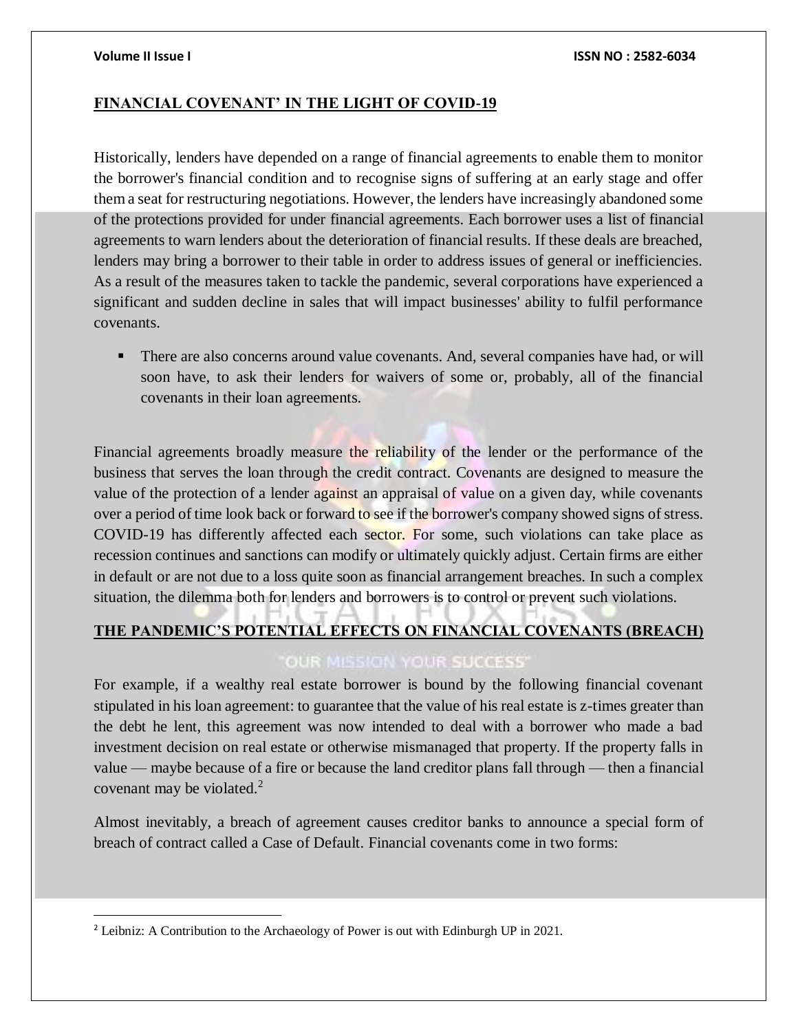## FINANCIAL COVENANT' IN THE LIGHT OF COVID-19

Historically, lenders have depended on a range of financial agreements to enable them to monitor the borrower's financial condition and to recognise signs of suffering at an early stage and offer them a seat for restructuring negotiations. However, the lenders have increasingly abandoned some of the protections provided for under financial agreements. Each borrower uses a list of financial agreements to warn lenders about the deterioration of financial results. If these deals are breached, lenders may bring a borrower to their table in order to address issues of general or inefficiencies. As a result of the measures taken to tackle the pandemic, several corporations have experienced a significant and sudden decline in sales that will impact businesses' ability to fulfil performance covenants.

- There are also concerns around value covenants. And, several companies have had, or will soon have, to ask their lenders for waivers of some or, probably, all of the financial covenants in their loan agreements.

Financial agreements broadly measure the reliability of the lender or the performance of the business that serves the loan through the credit contract. Covenants are designed to measure the value of the protection of a lender against an appraisal of value on a given day, while covenants over a period of time look back or forward to see if the borrower's company showed signs of stress. COVID-19 has differently affected each sector. For some, such violations can take place as recession continues and sanctions can modify or ultimately quickly adjust. Certain firms are either in default or are not due to a loss quite soon as financial arrangement breaches. In such a complex situation, the dilemma both for lenders and borrowers is to control or prevent such violations.

## THE PANDEMIC'S POTENTIAL EFFECTS ON FINANCIAL COVENANTS (BREACH)

For example, if a wealthy real estate borrower is bound by the following financial covenant stipulated in his loan agreement: to guarantee that the value of his real estate is z-times greater than the debt he lent, this agreement was now intended to deal with a borrower who made a bad investment decision on real estate or otherwise mismanaged that property. If the property falls in value — maybe because of a fire or because the land creditor plans fall through — then a financial covenant may be violated.[2]

Almost inevitably, a breach of agreement causes creditor banks to announce a special form of breach of contract called a Case of Default. Financial covenants come in two forms:

---

[2] Leibniz: A Contribution to the Archaeology of Power is out with Edinburgh UP in 2021.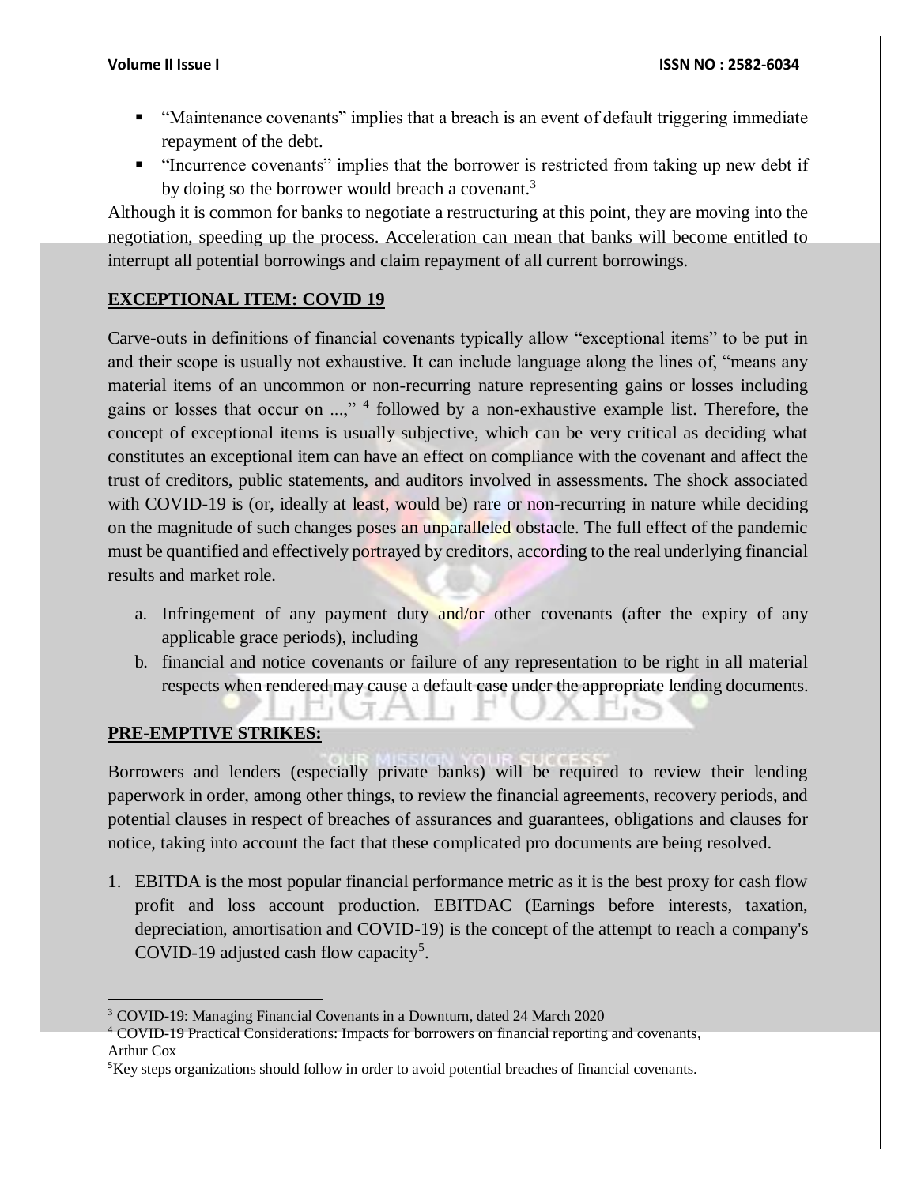- "Maintenance covenants" implies that a breach is an event of default triggering immediate repayment of the debt.
- "Incurrence covenants" implies that the borrower is restricted from taking up new debt if by doing so the borrower would breach a covenant.[3]

Although it is common for banks to negotiate a restructuring at this point, they are moving into the negotiation, speeding up the process. Acceleration can mean that banks will become entitled to interrupt all potential borrowings and claim repayment of all current borrowings.

## EXCEPTIONAL ITEM: COVID 19

Carve-outs in definitions of financial covenants typically allow "exceptional items" to be put in and their scope is usually not exhaustive. It can include language along the lines of, "means any material items of an uncommon or non-recurring nature representing gains or losses including gains or losses that occur on ...," [4] followed by a non-exhaustive example list. Therefore, the concept of exceptional items is usually subjective, which can be very critical as deciding what constitutes an exceptional item can have an effect on compliance with the covenant and affect the trust of creditors, public statements, and auditors involved in assessments. The shock associated with COVID-19 is (or, ideally at least, would be) rare or non-recurring in nature while deciding on the magnitude of such changes poses an unparalleled obstacle. The full effect of the pandemic must be quantified and effectively portrayed by creditors, according to the real underlying financial results and market role.

a. Infringement of any payment duty and/or other covenants (after the expiry of any applicable grace periods), including
b. financial and notice covenants or failure of any representation to be right in all material respects when rendered may cause a default case under the appropriate lending documents.

## PRE-EMPTIVE STRIKES:

Borrowers and lenders (especially private banks) will be required to review their lending paperwork in order, among other things, to review the financial agreements, recovery periods, and potential clauses in respect of breaches of assurances and guarantees, obligations and clauses for notice, taking into account the fact that these complicated pro documents are being resolved.

1. EBITDA is the most popular financial performance metric as it is the best proxy for cash flow profit and loss account production. EBITDAC (Earnings before interests, taxation, depreciation, amortisation and COVID-19) is the concept of the attempt to reach a company's COVID-19 adjusted cash flow capacity[5].

---

[3] COVID-19: Managing Financial Covenants in a Downturn, dated 24 March 2020

[4] COVID-19 Practical Considerations: Impacts for borrowers on financial reporting and covenants, Arthur Cox

[5] Key steps organizations should follow in order to avoid potential breaches of financial covenants.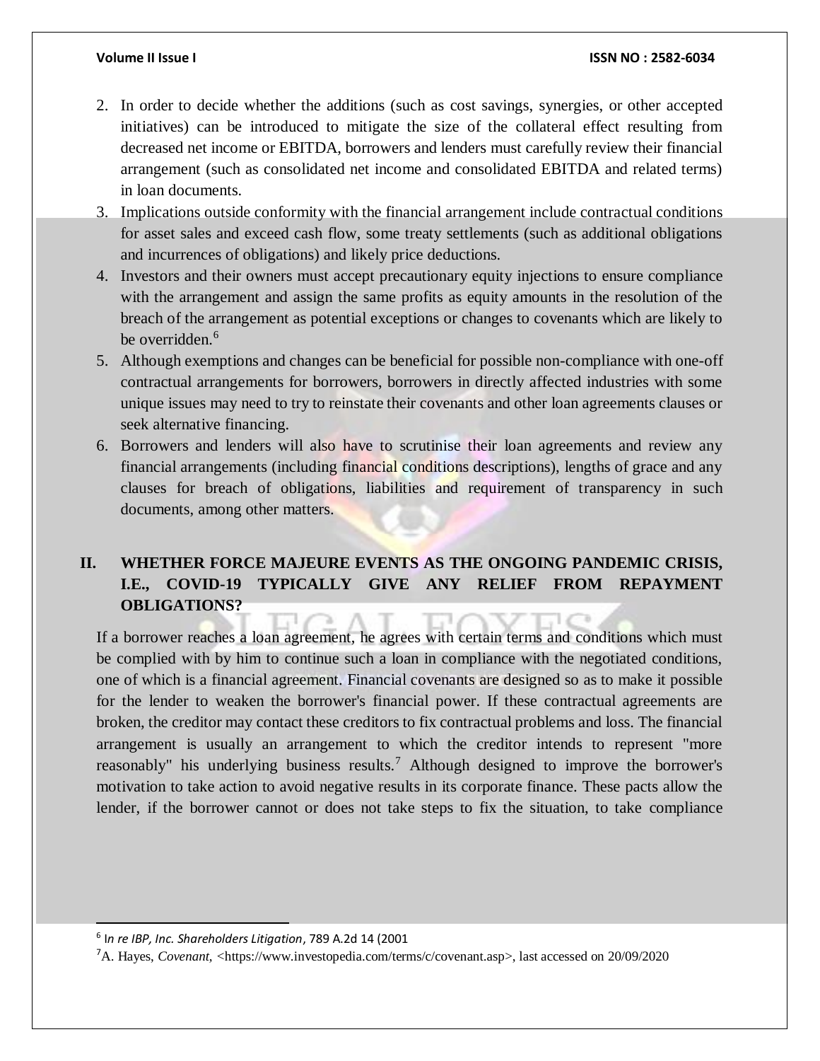2. In order to decide whether the additions (such as cost savings, synergies, or other accepted initiatives) can be introduced to mitigate the size of the collateral effect resulting from decreased net income or EBITDA, borrowers and lenders must carefully review their financial arrangement (such as consolidated net income and consolidated EBITDA and related terms) in loan documents.
3. Implications outside conformity with the financial arrangement include contractual conditions for asset sales and exceed cash flow, some treaty settlements (such as additional obligations and incurrences of obligations) and likely price deductions.
4. Investors and their owners must accept precautionary equity injections to ensure compliance with the arrangement and assign the same profits as equity amounts in the resolution of the breach of the arrangement as potential exceptions or changes to covenants which are likely to be overridden.[6]
5. Although exemptions and changes can be beneficial for possible non-compliance with one-off contractual arrangements for borrowers, borrowers in directly affected industries with some unique issues may need to try to reinstate their covenants and other loan agreements clauses or seek alternative financing.
6. Borrowers and lenders will also have to scrutinise their loan agreements and review any financial arrangements (including financial conditions descriptions), lengths of grace and any clauses for breach of obligations, liabilities and requirement of transparency in such documents, among other matters.

## II. WHETHER FORCE MAJEURE EVENTS AS THE ONGOING PANDEMIC CRISIS, I.E., COVID-19 TYPICALLY GIVE ANY RELIEF FROM REPAYMENT OBLIGATIONS?

If a borrower reaches a loan agreement, he agrees with certain terms and conditions which must be complied with by him to continue such a loan in compliance with the negotiated conditions, one of which is a financial agreement. Financial covenants are designed so as to make it possible for the lender to weaken the borrower's financial power. If these contractual agreements are broken, the creditor may contact these creditors to fix contractual problems and loss. The financial arrangement is usually an arrangement to which the creditor intends to represent "more reasonably" his underlying business results.[7] Although designed to improve the borrower's motivation to take action to avoid negative results in its corporate finance. These pacts allow the lender, if the borrower cannot or does not take steps to fix the situation, to take compliance

---

[6] I*n re IBP, Inc. Shareholders Litigation*, 789 A.2d 14 (2001

[7] A. Hayes, *Covenant*, <https://www.investopedia.com/terms/c/covenant.asp>, last accessed on 20/09/2020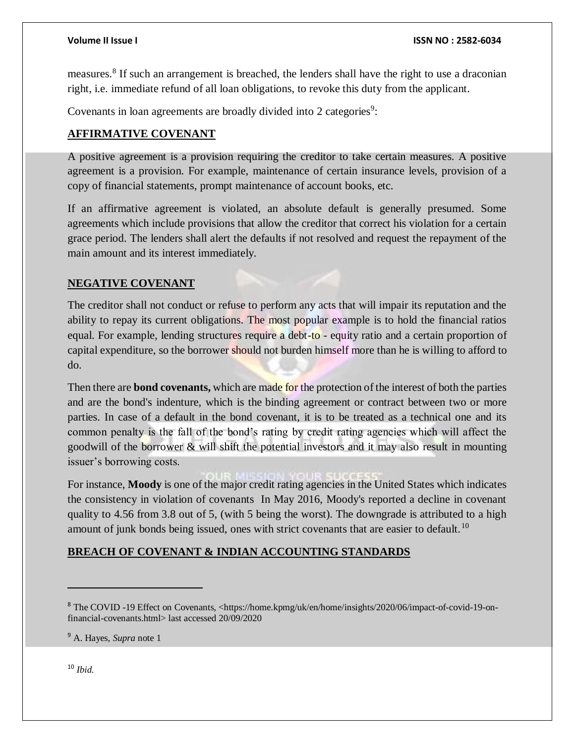measures.[8] If such an arrangement is breached, the lenders shall have the right to use a draconian right, i.e. immediate refund of all loan obligations, to revoke this duty from the applicant.

Covenants in loan agreements are broadly divided into 2 categories[9]:

## AFFIRMATIVE COVENANT

A positive agreement is a provision requiring the creditor to take certain measures. A positive agreement is a provision. For example, maintenance of certain insurance levels, provision of a copy of financial statements, prompt maintenance of account books, etc.

If an affirmative agreement is violated, an absolute default is generally presumed. Some agreements which include provisions that allow the creditor that correct his violation for a certain grace period. The lenders shall alert the defaults if not resolved and request the repayment of the main amount and its interest immediately.

## NEGATIVE COVENANT

The creditor shall not conduct or refuse to perform any acts that will impair its reputation and the ability to repay its current obligations. The most popular example is to hold the financial ratios equal. For example, lending structures require a debt-to - equity ratio and a certain proportion of capital expenditure, so the borrower should not burden himself more than he is willing to afford to do.

Then there are **bond covenants,** which are made for the protection of the interest of both the parties and are the bond's indenture, which is the binding agreement or contract between two or more parties. In case of a default in the bond covenant, it is to be treated as a technical one and its common penalty is the fall of the bond's rating by credit rating agencies which will affect the goodwill of the borrower & will shift the potential investors and it may also result in mounting issuer's borrowing costs.

For instance, **Moody** is one of the major credit rating agencies in the United States which indicates the consistency in violation of covenants In May 2016, Moody's reported a decline in covenant quality to 4.56 from 3.8 out of 5, (with 5 being the worst). The downgrade is attributed to a high amount of junk bonds being issued, ones with strict covenants that are easier to default.[10]

## BREACH OF COVENANT & INDIAN ACCOUNTING STANDARDS

---

[8] The COVID -19 Effect on Covenants, <https://home.kpmg/uk/en/home/insights/2020/06/impact-of-covid-19-on-financial-covenants.html> last accessed 20/09/2020

[9] A. Hayes, *Supra* note 1

[10] *Ibid.*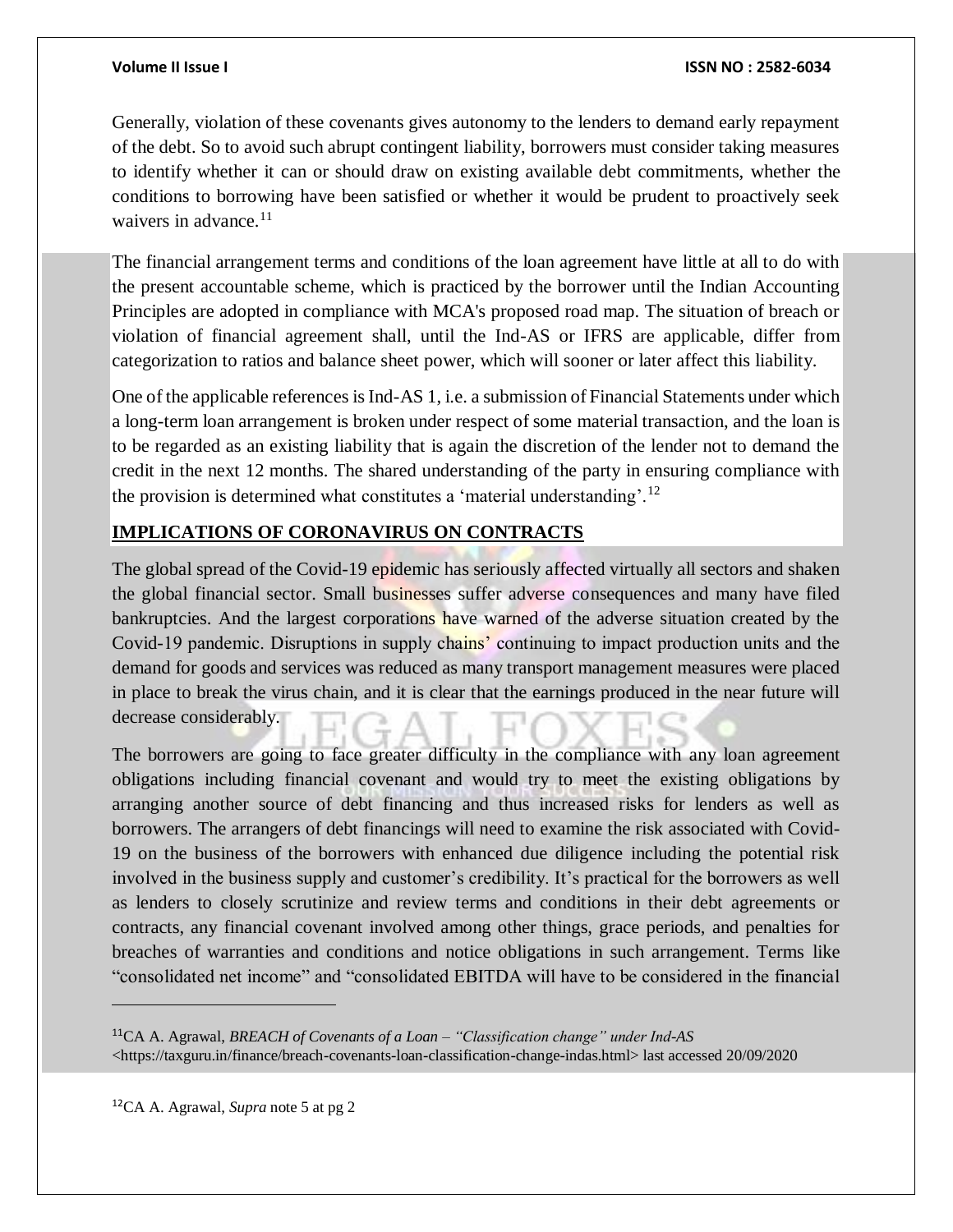Generally, violation of these covenants gives autonomy to the lenders to demand early repayment of the debt. So to avoid such abrupt contingent liability, borrowers must consider taking measures to identify whether it can or should draw on existing available debt commitments, whether the conditions to borrowing have been satisfied or whether it would be prudent to proactively seek waivers in advance.[11]

The financial arrangement terms and conditions of the loan agreement have little at all to do with the present accountable scheme, which is practiced by the borrower until the Indian Accounting Principles are adopted in compliance with MCA's proposed road map. The situation of breach or violation of financial agreement shall, until the Ind-AS or IFRS are applicable, differ from categorization to ratios and balance sheet power, which will sooner or later affect this liability.

One of the applicable references is Ind-AS 1, i.e. a submission of Financial Statements under which a long-term loan arrangement is broken under respect of some material transaction, and the loan is to be regarded as an existing liability that is again the discretion of the lender not to demand the credit in the next 12 months. The shared understanding of the party in ensuring compliance with the provision is determined what constitutes a 'material understanding'.[12]

## IMPLICATIONS OF CORONAVIRUS ON CONTRACTS

The global spread of the Covid-19 epidemic has seriously affected virtually all sectors and shaken the global financial sector. Small businesses suffer adverse consequences and many have filed bankruptcies. And the largest corporations have warned of the adverse situation created by the Covid-19 pandemic. Disruptions in supply chains' continuing to impact production units and the demand for goods and services was reduced as many transport management measures were placed in place to break the virus chain, and it is clear that the earnings produced in the near future will decrease considerably.

The borrowers are going to face greater difficulty in the compliance with any loan agreement obligations including financial covenant and would try to meet the existing obligations by arranging another source of debt financing and thus increased risks for lenders as well as borrowers. The arrangers of debt financings will need to examine the risk associated with Covid-19 on the business of the borrowers with enhanced due diligence including the potential risk involved in the business supply and customer's credibility. It's practical for the borrowers as well as lenders to closely scrutinize and review terms and conditions in their debt agreements or contracts, any financial covenant involved among other things, grace periods, and penalties for breaches of warranties and conditions and notice obligations in such arrangement. Terms like "consolidated net income" and "consolidated EBITDA will have to be considered in the financial

---

[11] CA A. Agrawal, *BREACH of Covenants of a Loan – "Classification change" under Ind-AS* <https://taxguru.in/finance/breach-covenants-loan-classification-change-indas.html> last accessed 20/09/2020

[12] CA A. Agrawal, *Supra* note 5 at pg 2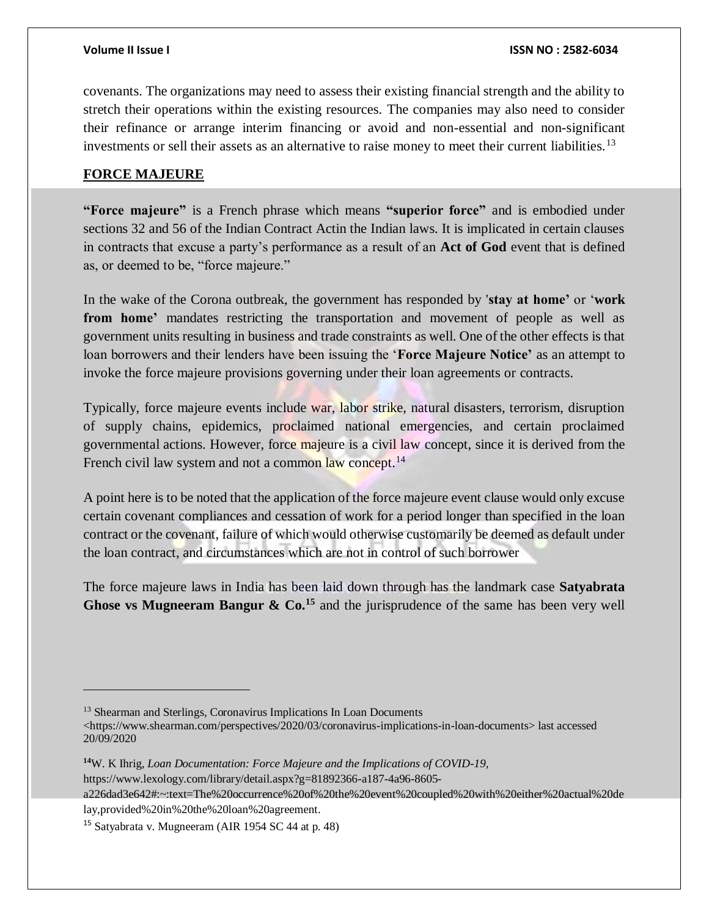covenants. The organizations may need to assess their existing financial strength and the ability to stretch their operations within the existing resources. The companies may also need to consider their refinance or arrange interim financing or avoid and non-essential and non-significant investments or sell their assets as an alternative to raise money to meet their current liabilities.[13]

## FORCE MAJEURE

**"Force majeure"** is a French phrase which means **"superior force"** and is embodied under sections 32 and 56 of the Indian Contract Actin the Indian laws. It is implicated in certain clauses in contracts that excuse a party's performance as a result of an **Act of God** event that is defined as, or deemed to be, "force majeure."

In the wake of the Corona outbreak, the government has responded by '**stay at home'** or '**work from home'** mandates restricting the transportation and movement of people as well as government units resulting in business and trade constraints as well. One of the other effects is that loan borrowers and their lenders have been issuing the '**Force Majeure Notice'** as an attempt to invoke the force majeure provisions governing under their loan agreements or contracts.

Typically, force majeure events include war, labor strike, natural disasters, terrorism, disruption of supply chains, epidemics, proclaimed national emergencies, and certain proclaimed governmental actions. However, force majeure is a civil law concept, since it is derived from the French civil law system and not a common law concept.[14]

A point here is to be noted that the application of the force majeure event clause would only excuse certain covenant compliances and cessation of work for a period longer than specified in the loan contract or the covenant, failure of which would otherwise customarily be deemed as default under the loan contract, and circumstances which are not in control of such borrower

The force majeure laws in India has been laid down through has the landmark case **Satyabrata Ghose vs Mugneeram Bangur & Co.**[15] and the jurisprudence of the same has been very well

---

[13] Shearman and Sterlings, Coronavirus Implications In Loan Documents <https://www.shearman.com/perspectives/2020/03/coronavirus-implications-in-loan-documents> last accessed 20/09/2020

[14] W. K Ihrig, *Loan Documentation: Force Majeure and the Implications of COVID-19*, https://www.lexology.com/library/detail.aspx?g=81892366-a187-4a96-8605-a226dad3e642#:~:text=The%20occurrence%20of%20the%20event%20coupled%20with%20either%20actual%20delay,provided%20in%20the%20loan%20agreement.

[15] Satyabrata v. Mugneeram (AIR 1954 SC 44 at p. 48)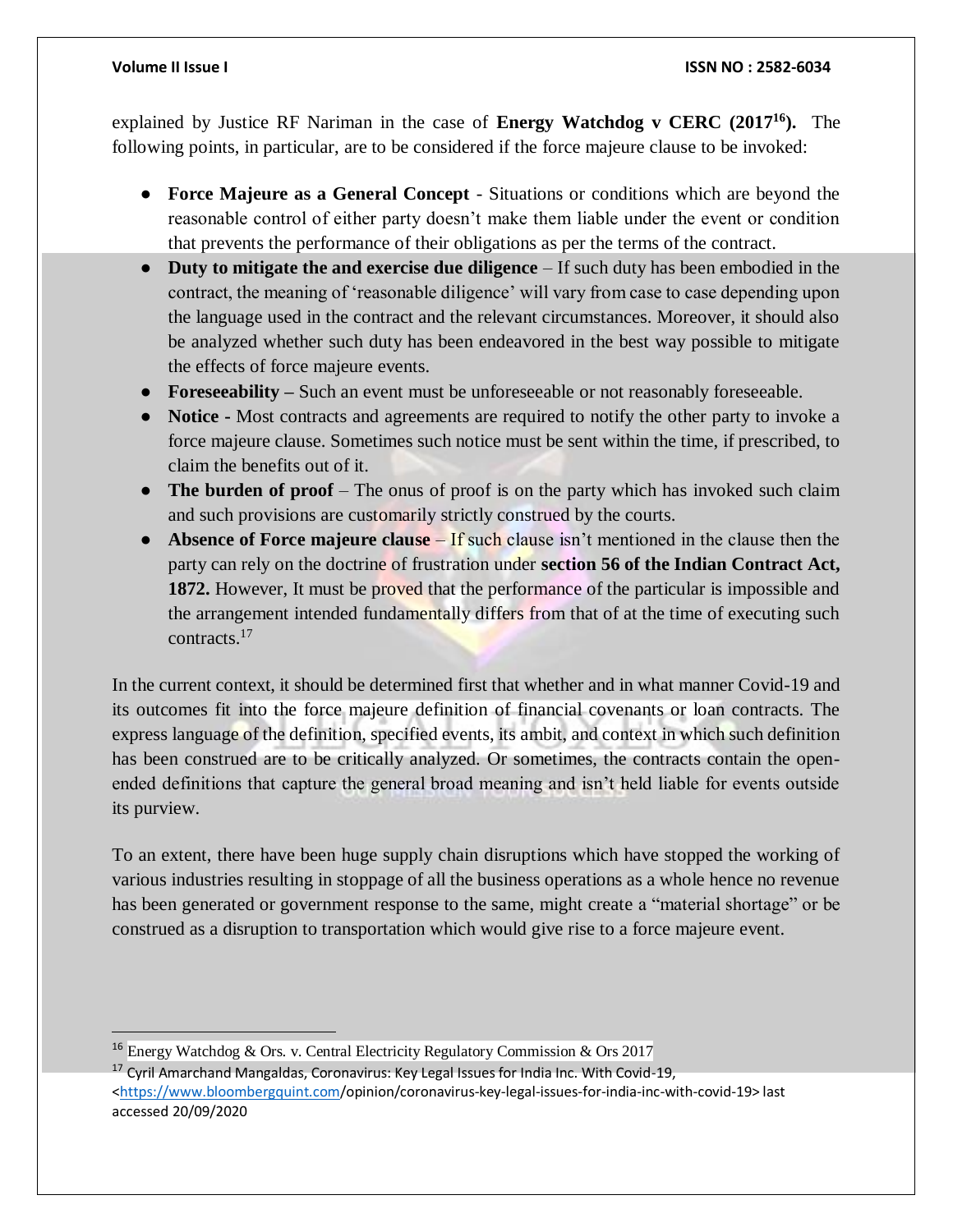explained by Justice RF Nariman in the case of **Energy Watchdog v CERC (2017[16]).** The following points, in particular, are to be considered if the force majeure clause to be invoked:

- **Force Majeure as a General Concept** - Situations or conditions which are beyond the reasonable control of either party doesn't make them liable under the event or condition that prevents the performance of their obligations as per the terms of the contract.
- **Duty to mitigate the and exercise due diligence** – If such duty has been embodied in the contract, the meaning of 'reasonable diligence' will vary from case to case depending upon the language used in the contract and the relevant circumstances. Moreover, it should also be analyzed whether such duty has been endeavored in the best way possible to mitigate the effects of force majeure events.
- **Foreseeability –** Such an event must be unforeseeable or not reasonably foreseeable.
- **Notice -** Most contracts and agreements are required to notify the other party to invoke a force majeure clause. Sometimes such notice must be sent within the time, if prescribed, to claim the benefits out of it.
- **The burden of proof** – The onus of proof is on the party which has invoked such claim and such provisions are customarily strictly construed by the courts.
- **Absence of Force majeure clause** – If such clause isn't mentioned in the clause then the party can rely on the doctrine of frustration under **section 56 of the Indian Contract Act, 1872.** However, It must be proved that the performance of the particular is impossible and the arrangement intended fundamentally differs from that of at the time of executing such contracts.[17]

In the current context, it should be determined first that whether and in what manner Covid-19 and its outcomes fit into the force majeure definition of financial covenants or loan contracts. The express language of the definition, specified events, its ambit, and context in which such definition has been construed are to be critically analyzed. Or sometimes, the contracts contain the open-ended definitions that capture the general broad meaning and isn't held liable for events outside its purview.

To an extent, there have been huge supply chain disruptions which have stopped the working of various industries resulting in stoppage of all the business operations as a whole hence no revenue has been generated or government response to the same, might create a "material shortage" or be construed as a disruption to transportation which would give rise to a force majeure event.

---

[16] Energy Watchdog & Ors. v. Central Electricity Regulatory Commission & Ors 2017

[17] Cyril Amarchand Mangaldas, Coronavirus: Key Legal Issues for India Inc. With Covid-19, <https://www.bloombergquint.com/opinion/coronavirus-key-legal-issues-for-india-inc-with-covid-19> last accessed 20/09/2020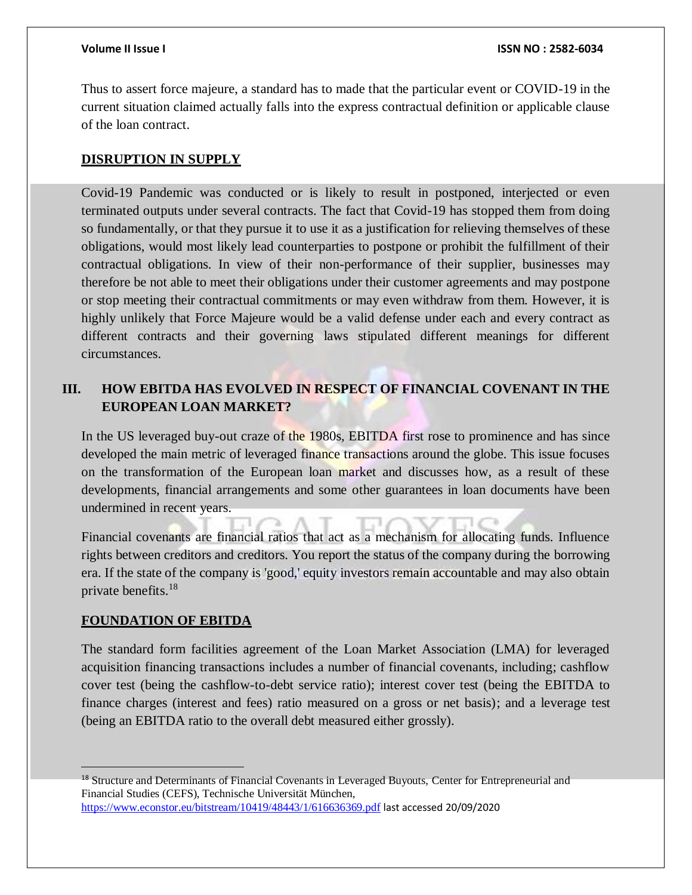Thus to assert force majeure, a standard has to made that the particular event or COVID-19 in the current situation claimed actually falls into the express contractual definition or applicable clause of the loan contract.

**DISRUPTION IN SUPPLY**

Covid-19 Pandemic was conducted or is likely to result in postponed, interjected or even terminated outputs under several contracts. The fact that Covid-19 has stopped them from doing so fundamentally, or that they pursue it to use it as a justification for relieving themselves of these obligations, would most likely lead counterparties to postpone or prohibit the fulfillment of their contractual obligations. In view of their non-performance of their supplier, businesses may therefore be not able to meet their obligations under their customer agreements and may postpone or stop meeting their contractual commitments or may even withdraw from them. However, it is highly unlikely that Force Majeure would be a valid defense under each and every contract as different contracts and their governing laws stipulated different meanings for different circumstances.

## III. HOW EBITDA HAS EVOLVED IN RESPECT OF FINANCIAL COVENANT IN THE EUROPEAN LOAN MARKET?

In the US leveraged buy-out craze of the 1980s, EBITDA first rose to prominence and has since developed the main metric of leveraged finance transactions around the globe. This issue focuses on the transformation of the European loan market and discusses how, as a result of these developments, financial arrangements and some other guarantees in loan documents have been undermined in recent years.

Financial covenants are financial ratios that act as a mechanism for allocating funds. Influence rights between creditors and creditors. You report the status of the company during the borrowing era. If the state of the company is 'good,' equity investors remain accountable and may also obtain private benefits.[18]

**FOUNDATION OF EBITDA**

The standard form facilities agreement of the Loan Market Association (LMA) for leveraged acquisition financing transactions includes a number of financial covenants, including; cashflow cover test (being the cashflow-to-debt service ratio); interest cover test (being the EBITDA to finance charges (interest and fees) ratio measured on a gross or net basis); and a leverage test (being an EBITDA ratio to the overall debt measured either grossly).

---

[18] Structure and Determinants of Financial Covenants in Leveraged Buyouts, Center for Entrepreneurial and Financial Studies (CEFS), Technische Universität München, https://www.econstor.eu/bitstream/10419/48443/1/616636369.pdf last accessed 20/09/2020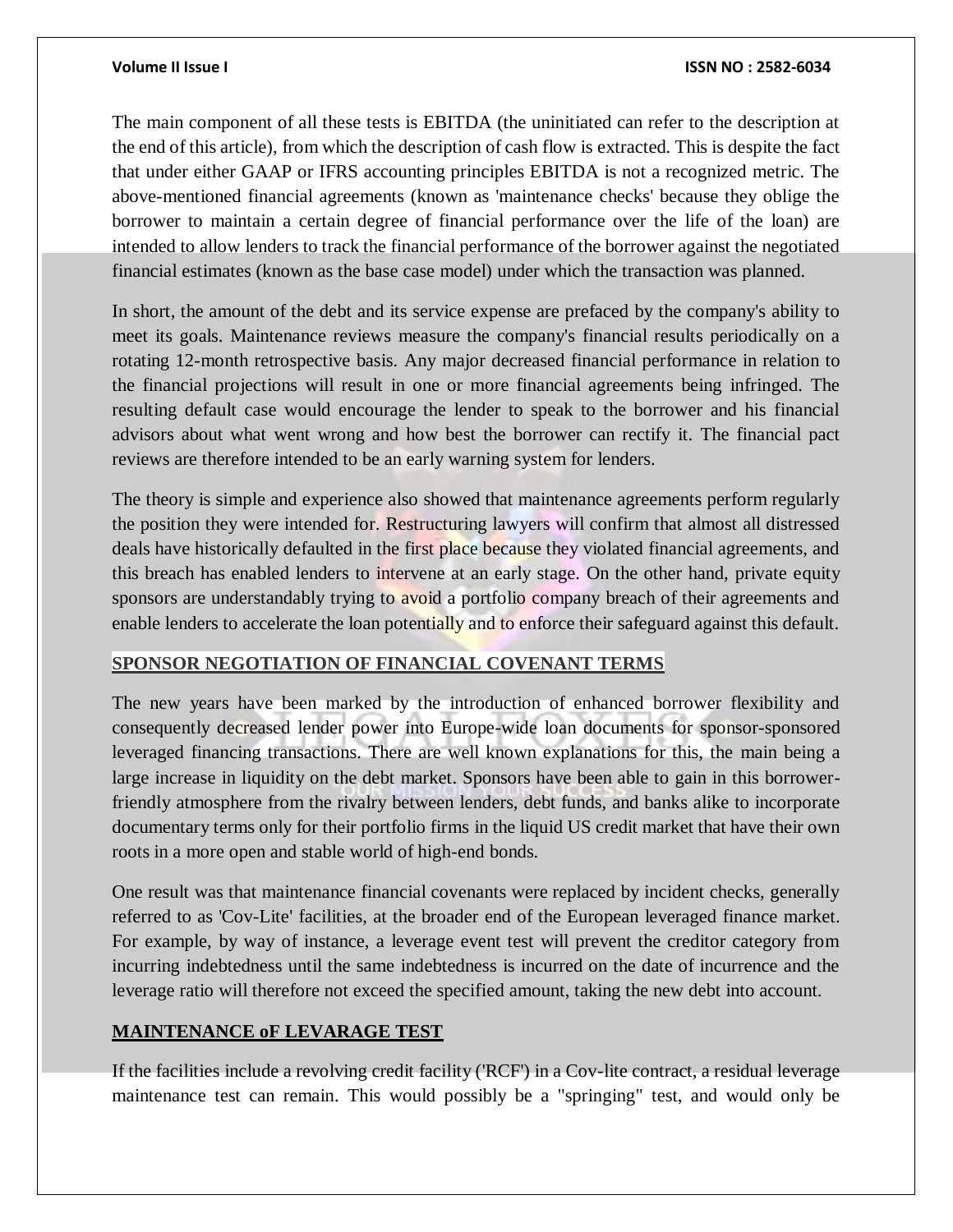The main component of all these tests is EBITDA (the uninitiated can refer to the description at the end of this article), from which the description of cash flow is extracted. This is despite the fact that under either GAAP or IFRS accounting principles EBITDA is not a recognized metric. The above-mentioned financial agreements (known as 'maintenance checks' because they oblige the borrower to maintain a certain degree of financial performance over the life of the loan) are intended to allow lenders to track the financial performance of the borrower against the negotiated financial estimates (known as the base case model) under which the transaction was planned.

In short, the amount of the debt and its service expense are prefaced by the company's ability to meet its goals. Maintenance reviews measure the company's financial results periodically on a rotating 12-month retrospective basis. Any major decreased financial performance in relation to the financial projections will result in one or more financial agreements being infringed. The resulting default case would encourage the lender to speak to the borrower and his financial advisors about what went wrong and how best the borrower can rectify it. The financial pact reviews are therefore intended to be an early warning system for lenders.

The theory is simple and experience also showed that maintenance agreements perform regularly the position they were intended for. Restructuring lawyers will confirm that almost all distressed deals have historically defaulted in the first place because they violated financial agreements, and this breach has enabled lenders to intervene at an early stage. On the other hand, private equity sponsors are understandably trying to avoid a portfolio company breach of their agreements and enable lenders to accelerate the loan potentially and to enforce their safeguard against this default.

## SPONSOR NEGOTIATION OF FINANCIAL COVENANT TERMS

The new years have been marked by the introduction of enhanced borrower flexibility and consequently decreased lender power into Europe-wide loan documents for sponsor-sponsored leveraged financing transactions. There are well known explanations for this, the main being a large increase in liquidity on the debt market. Sponsors have been able to gain in this borrower-friendly atmosphere from the rivalry between lenders, debt funds, and banks alike to incorporate documentary terms only for their portfolio firms in the liquid US credit market that have their own roots in a more open and stable world of high-end bonds.

One result was that maintenance financial covenants were replaced by incident checks, generally referred to as 'Cov-Lite' facilities, at the broader end of the European leveraged finance market. For example, by way of instance, a leverage event test will prevent the creditor category from incurring indebtedness until the same indebtedness is incurred on the date of incurrence and the leverage ratio will therefore not exceed the specified amount, taking the new debt into account.

## MAINTENANCE oF LEVARAGE TEST

If the facilities include a revolving credit facility ('RCF') in a Cov-lite contract, a residual leverage maintenance test can remain. This would possibly be a "springing" test, and would only be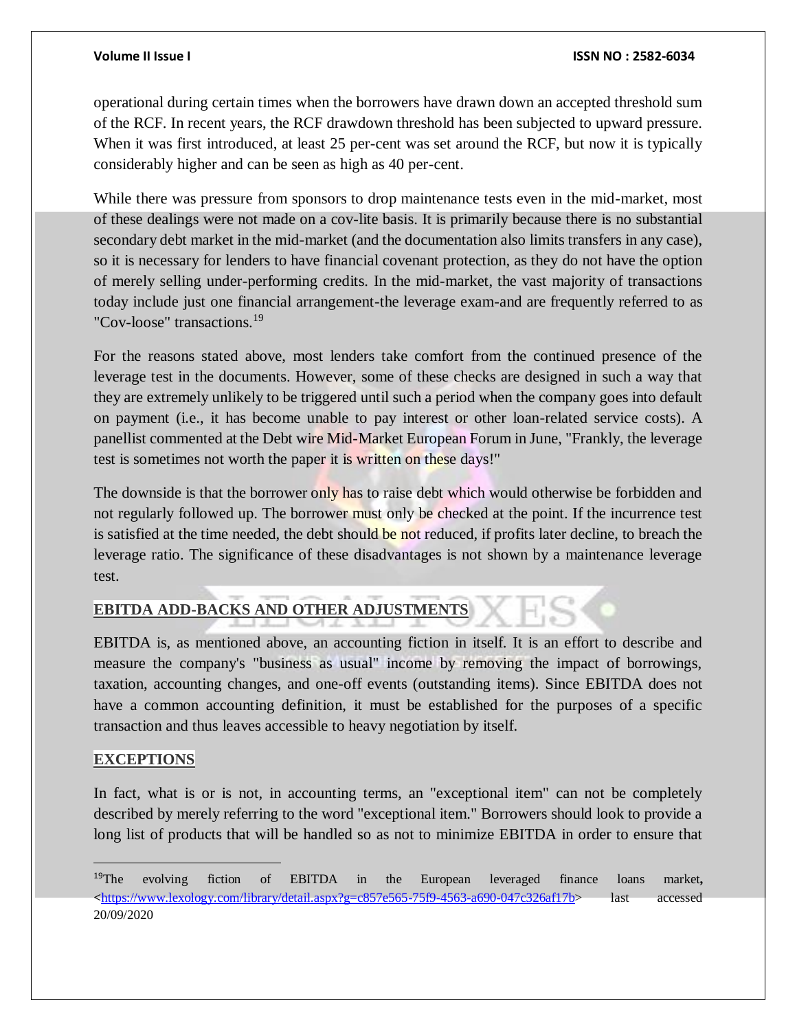operational during certain times when the borrowers have drawn down an accepted threshold sum of the RCF. In recent years, the RCF drawdown threshold has been subjected to upward pressure. When it was first introduced, at least 25 per-cent was set around the RCF, but now it is typically considerably higher and can be seen as high as 40 per-cent.

While there was pressure from sponsors to drop maintenance tests even in the mid-market, most of these dealings were not made on a cov-lite basis. It is primarily because there is no substantial secondary debt market in the mid-market (and the documentation also limits transfers in any case), so it is necessary for lenders to have financial covenant protection, as they do not have the option of merely selling under-performing credits. In the mid-market, the vast majority of transactions today include just one financial arrangement-the leverage exam-and are frequently referred to as "Cov-loose" transactions.[19]

For the reasons stated above, most lenders take comfort from the continued presence of the leverage test in the documents. However, some of these checks are designed in such a way that they are extremely unlikely to be triggered until such a period when the company goes into default on payment (i.e., it has become unable to pay interest or other loan-related service costs). A panellist commented at the Debt wire Mid-Market European Forum in June, "Frankly, the leverage test is sometimes not worth the paper it is written on these days!"

The downside is that the borrower only has to raise debt which would otherwise be forbidden and not regularly followed up. The borrower must only be checked at the point. If the incurrence test is satisfied at the time needed, the debt should be not reduced, if profits later decline, to breach the leverage ratio. The significance of these disadvantages is not shown by a maintenance leverage test.

## EBITDA ADD-BACKS AND OTHER ADJUSTMENTS

EBITDA is, as mentioned above, an accounting fiction in itself. It is an effort to describe and measure the company's "business as usual" income by removing the impact of borrowings, taxation, accounting changes, and one-off events (outstanding items). Since EBITDA does not have a common accounting definition, it must be established for the purposes of a specific transaction and thus leaves accessible to heavy negotiation by itself.

## EXCEPTIONS

In fact, what is or is not, in accounting terms, an "exceptional item" can not be completely described by merely referring to the word "exceptional item." Borrowers should look to provide a long list of products that will be handled so as not to minimize EBITDA in order to ensure that

---

[19] The evolving fiction of EBITDA in the European leveraged finance loans market, <https://www.lexology.com/library/detail.aspx?g=c857e565-75f9-4563-a690-047c326af17b> last accessed 20/09/2020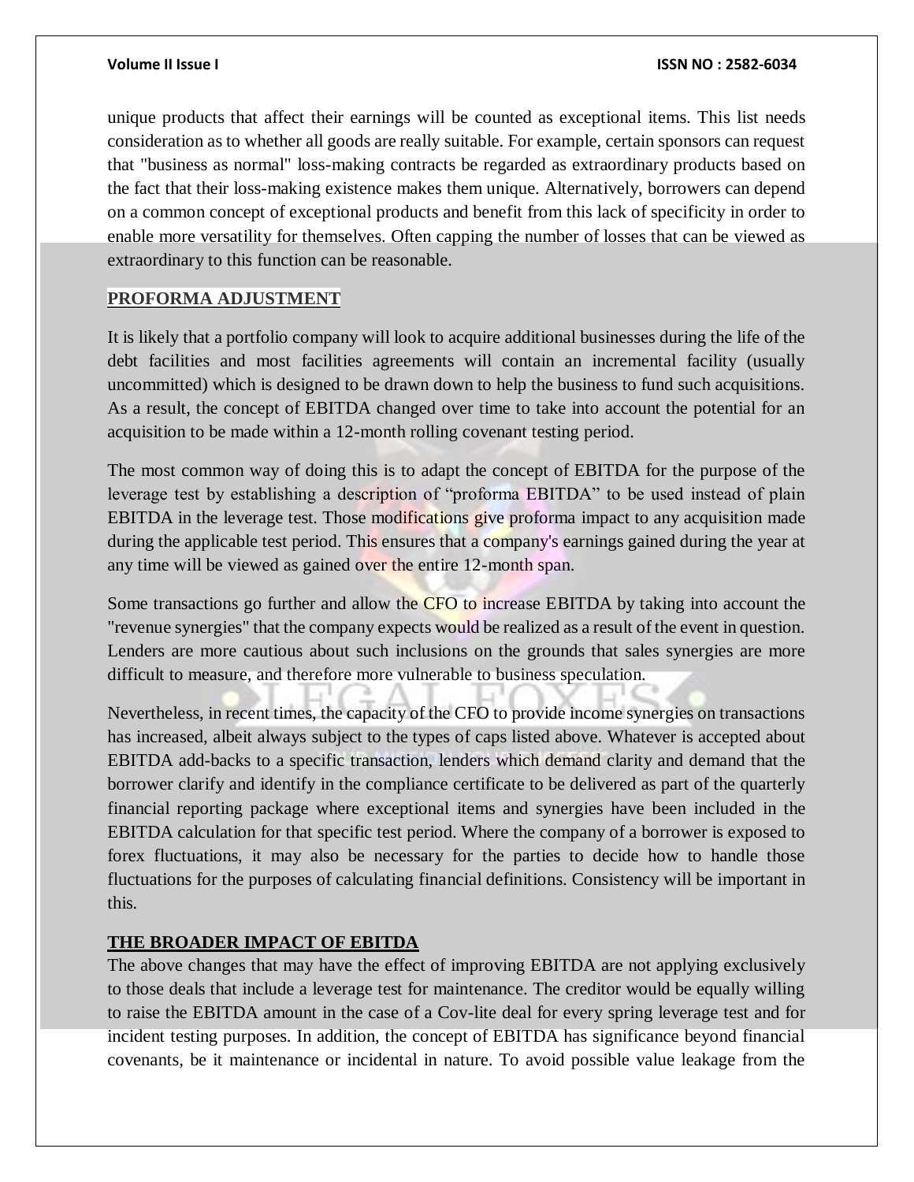unique products that affect their earnings will be counted as exceptional items. This list needs consideration as to whether all goods are really suitable. For example, certain sponsors can request that "business as normal" loss-making contracts be regarded as extraordinary products based on the fact that their loss-making existence makes them unique. Alternatively, borrowers can depend on a common concept of exceptional products and benefit from this lack of specificity in order to enable more versatility for themselves. Often capping the number of losses that can be viewed as extraordinary to this function can be reasonable.

## PROFORMA ADJUSTMENT

It is likely that a portfolio company will look to acquire additional businesses during the life of the debt facilities and most facilities agreements will contain an incremental facility (usually uncommitted) which is designed to be drawn down to help the business to fund such acquisitions. As a result, the concept of EBITDA changed over time to take into account the potential for an acquisition to be made within a 12-month rolling covenant testing period.

The most common way of doing this is to adapt the concept of EBITDA for the purpose of the leverage test by establishing a description of "proforma EBITDA" to be used instead of plain EBITDA in the leverage test. Those modifications give proforma impact to any acquisition made during the applicable test period. This ensures that a company's earnings gained during the year at any time will be viewed as gained over the entire 12-month span.

Some transactions go further and allow the CFO to increase EBITDA by taking into account the "revenue synergies" that the company expects would be realized as a result of the event in question. Lenders are more cautious about such inclusions on the grounds that sales synergies are more difficult to measure, and therefore more vulnerable to business speculation.

Nevertheless, in recent times, the capacity of the CFO to provide income synergies on transactions has increased, albeit always subject to the types of caps listed above. Whatever is accepted about EBITDA add-backs to a specific transaction, lenders which demand clarity and demand that the borrower clarify and identify in the compliance certificate to be delivered as part of the quarterly financial reporting package where exceptional items and synergies have been included in the EBITDA calculation for that specific test period. Where the company of a borrower is exposed to forex fluctuations, it may also be necessary for the parties to decide how to handle those fluctuations for the purposes of calculating financial definitions. Consistency will be important in this.

## THE BROADER IMPACT OF EBITDA

The above changes that may have the effect of improving EBITDA are not applying exclusively to those deals that include a leverage test for maintenance. The creditor would be equally willing to raise the EBITDA amount in the case of a Cov-lite deal for every spring leverage test and for incident testing purposes. In addition, the concept of EBITDA has significance beyond financial covenants, be it maintenance or incidental in nature. To avoid possible value leakage from the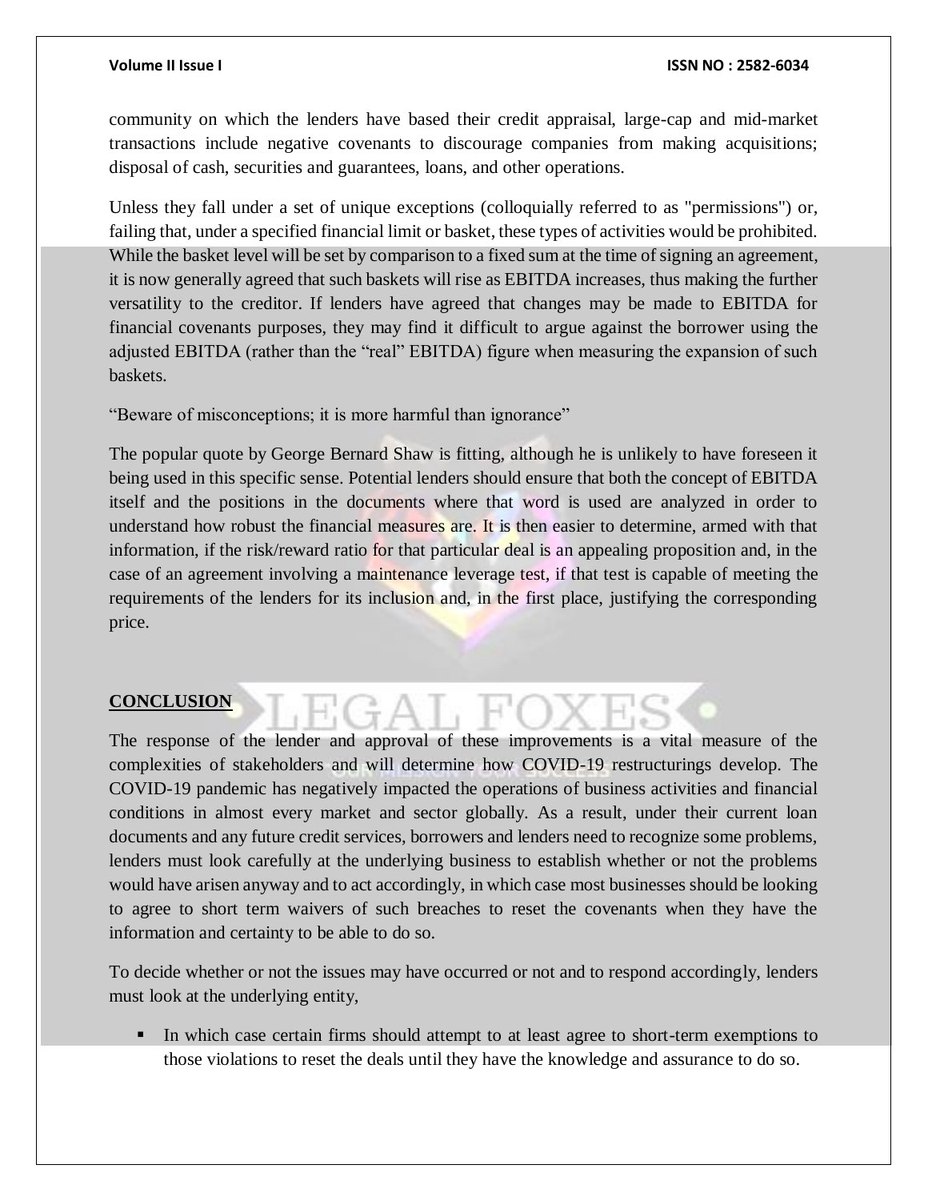community on which the lenders have based their credit appraisal, large-cap and mid-market transactions include negative covenants to discourage companies from making acquisitions; disposal of cash, securities and guarantees, loans, and other operations.

Unless they fall under a set of unique exceptions (colloquially referred to as "permissions") or, failing that, under a specified financial limit or basket, these types of activities would be prohibited. While the basket level will be set by comparison to a fixed sum at the time of signing an agreement, it is now generally agreed that such baskets will rise as EBITDA increases, thus making the further versatility to the creditor. If lenders have agreed that changes may be made to EBITDA for financial covenants purposes, they may find it difficult to argue against the borrower using the adjusted EBITDA (rather than the "real" EBITDA) figure when measuring the expansion of such baskets.

"Beware of misconceptions; it is more harmful than ignorance"

The popular quote by George Bernard Shaw is fitting, although he is unlikely to have foreseen it being used in this specific sense. Potential lenders should ensure that both the concept of EBITDA itself and the positions in the documents where that word is used are analyzed in order to understand how robust the financial measures are. It is then easier to determine, armed with that information, if the risk/reward ratio for that particular deal is an appealing proposition and, in the case of an agreement involving a maintenance leverage test, if that test is capable of meeting the requirements of the lenders for its inclusion and, in the first place, justifying the corresponding price.

## CONCLUSION

The response of the lender and approval of these improvements is a vital measure of the complexities of stakeholders and will determine how COVID-19 restructurings develop. The COVID-19 pandemic has negatively impacted the operations of business activities and financial conditions in almost every market and sector globally. As a result, under their current loan documents and any future credit services, borrowers and lenders need to recognize some problems, lenders must look carefully at the underlying business to establish whether or not the problems would have arisen anyway and to act accordingly, in which case most businesses should be looking to agree to short term waivers of such breaches to reset the covenants when they have the information and certainty to be able to do so.

To decide whether or not the issues may have occurred or not and to respond accordingly, lenders must look at the underlying entity,

- In which case certain firms should attempt to at least agree to short-term exemptions to those violations to reset the deals until they have the knowledge and assurance to do so.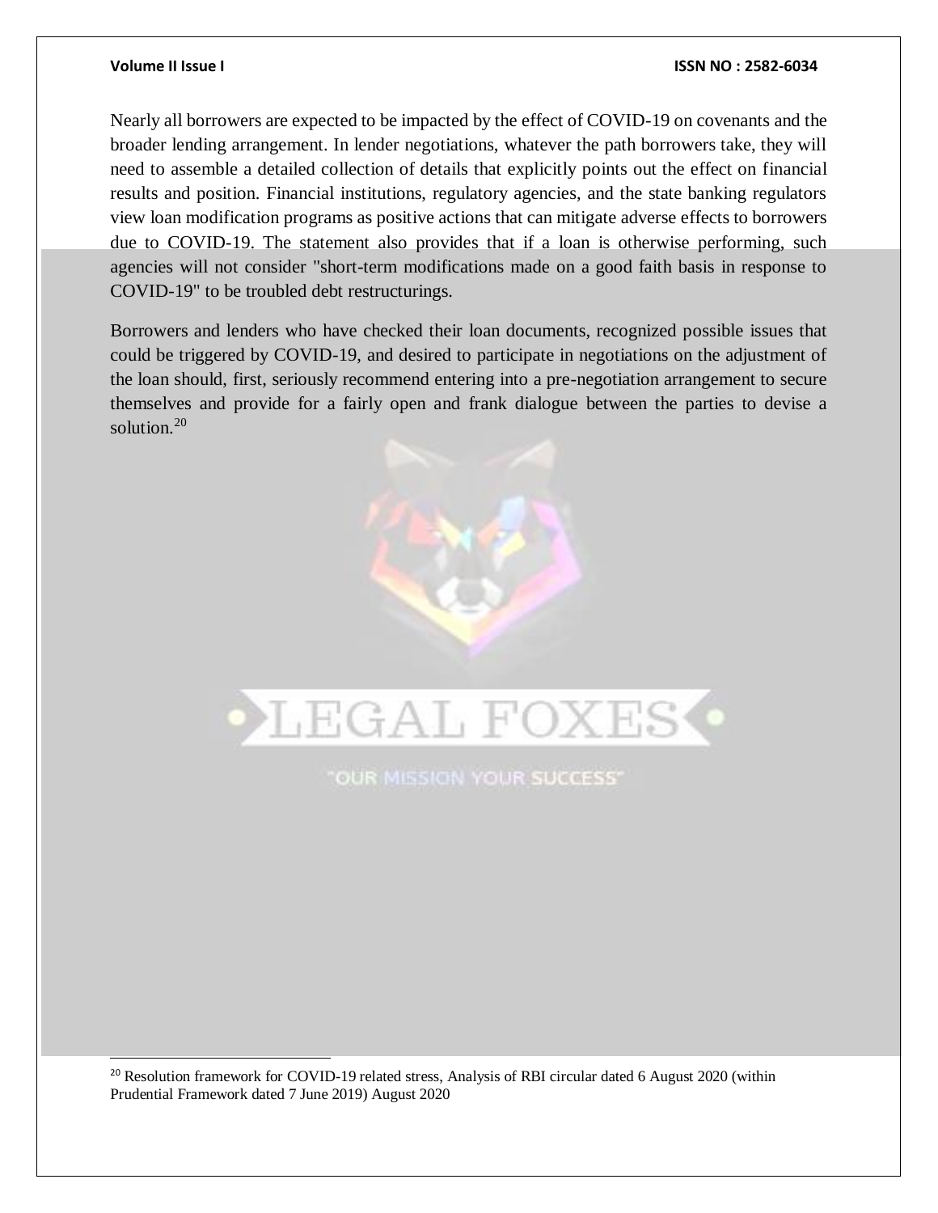Nearly all borrowers are expected to be impacted by the effect of COVID-19 on covenants and the broader lending arrangement. In lender negotiations, whatever the path borrowers take, they will need to assemble a detailed collection of details that explicitly points out the effect on financial results and position. Financial institutions, regulatory agencies, and the state banking regulators view loan modification programs as positive actions that can mitigate adverse effects to borrowers due to COVID-19. The statement also provides that if a loan is otherwise performing, such agencies will not consider "short-term modifications made on a good faith basis in response to COVID-19" to be troubled debt restructurings.

Borrowers and lenders who have checked their loan documents, recognized possible issues that could be triggered by COVID-19, and desired to participate in negotiations on the adjustment of the loan should, first, seriously recommend entering into a pre-negotiation arrangement to secure themselves and provide for a fairly open and frank dialogue between the parties to devise a solution.[20]

---

[20] Resolution framework for COVID-19 related stress, Analysis of RBI circular dated 6 August 2020 (within Prudential Framework dated 7 June 2019) August 2020